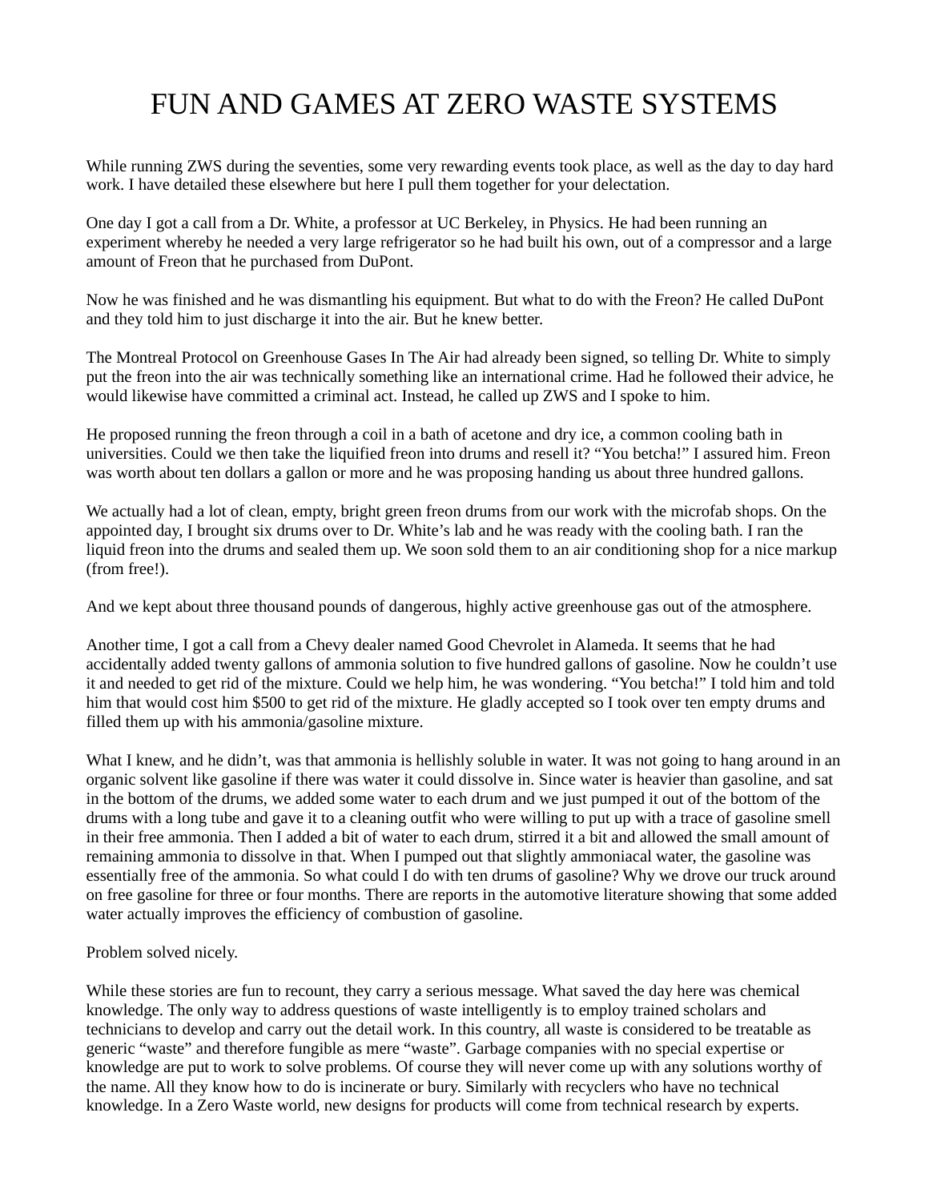# FUN AND GAMES AT ZERO WASTE SYSTEMS

While running ZWS during the seventies, some very rewarding events took place, as well as the day to day hard work. I have detailed these elsewhere but here I pull them together for your delectation.

One day I got a call from a Dr. White, a professor at UC Berkeley, in Physics. He had been running an experiment whereby he needed a very large refrigerator so he had built his own, out of a compressor and a large amount of Freon that he purchased from DuPont.

Now he was finished and he was dismantling his equipment. But what to do with the Freon? He called DuPont and they told him to just discharge it into the air. But he knew better.

The Montreal Protocol on Greenhouse Gases In The Air had already been signed, so telling Dr. White to simply put the freon into the air was technically something like an international crime. Had he followed their advice, he would likewise have committed a criminal act. Instead, he called up ZWS and I spoke to him.

He proposed running the freon through a coil in a bath of acetone and dry ice, a common cooling bath in universities. Could we then take the liquified freon into drums and resell it? "You betcha!" I assured him. Freon was worth about ten dollars a gallon or more and he was proposing handing us about three hundred gallons.

We actually had a lot of clean, empty, bright green freon drums from our work with the microfab shops. On the appointed day, I brought six drums over to Dr. White's lab and he was ready with the cooling bath. I ran the liquid freon into the drums and sealed them up. We soon sold them to an air conditioning shop for a nice markup (from free!).

And we kept about three thousand pounds of dangerous, highly active greenhouse gas out of the atmosphere.

Another time, I got a call from a Chevy dealer named Good Chevrolet in Alameda. It seems that he had accidentally added twenty gallons of ammonia solution to five hundred gallons of gasoline. Now he couldn't use it and needed to get rid of the mixture. Could we help him, he was wondering. "You betcha!" I told him and told him that would cost him $500 to get rid of the mixture. He gladly accepted so I took over ten empty drums and filled them up with his ammonia/gasoline mixture.

What I knew, and he didn't, was that ammonia is hellishly soluble in water. It was not going to hang around in an organic solvent like gasoline if there was water it could dissolve in. Since water is heavier than gasoline, and sat in the bottom of the drums, we added some water to each drum and we just pumped it out of the bottom of the drums with a long tube and gave it to a cleaning outfit who were willing to put up with a trace of gasoline smell in their free ammonia. Then I added a bit of water to each drum, stirred it a bit and allowed the small amount of remaining ammonia to dissolve in that. When I pumped out that slightly ammoniacal water, the gasoline was essentially free of the ammonia. So what could I do with ten drums of gasoline? Why we drove our truck around on free gasoline for three or four months. There are reports in the automotive literature showing that some added water actually improves the efficiency of combustion of gasoline.

Problem solved nicely.

While these stories are fun to recount, they carry a serious message. What saved the day here was chemical knowledge. The only way to address questions of waste intelligently is to employ trained scholars and technicians to develop and carry out the detail work. In this country, all waste is considered to be treatable as generic "waste" and therefore fungible as mere "waste". Garbage companies with no special expertise or knowledge are put to work to solve problems. Of course they will never come up with any solutions worthy of the name. All they know how to do is incinerate or bury. Similarly with recyclers who have no technical knowledge. In a Zero Waste world, new designs for products will come from technical research by experts.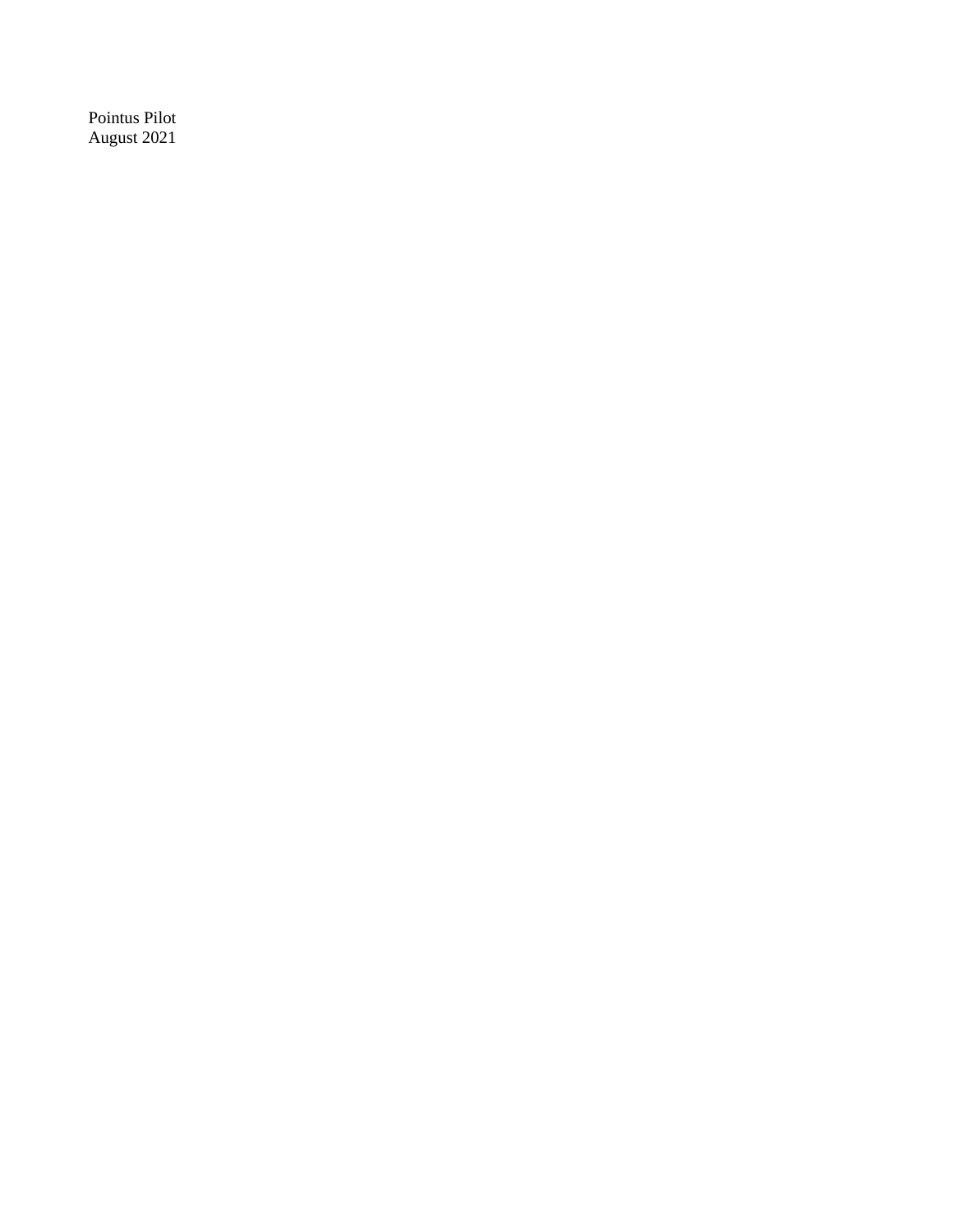Pointus Pilot
August 2021